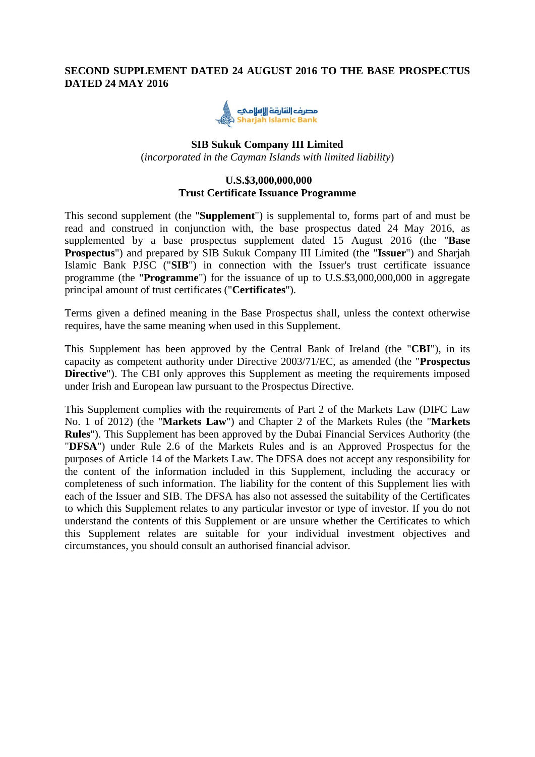**SECOND SUPPLEMENT DATED 24 AUGUST 2016 TO THE BASE PROSPECTUS DATED 24 MAY 2016**

**SIB Sukuk Company III Limited**

(*incorporated in the Cayman Islands with limited liability*)

**U.S.$3,000,000,000**
**Trust Certificate Issuance Programme**

This second supplement (the "**Supplement**") is supplemental to, forms part of and must be read and construed in conjunction with, the base prospectus dated 24 May 2016, as supplemented by a base prospectus supplement dated 15 August 2016 (the "**Base Prospectus**") and prepared by SIB Sukuk Company III Limited (the "**Issuer**") and Sharjah Islamic Bank PJSC ("**SIB**") in connection with the Issuer's trust certificate issuance programme (the "**Programme**") for the issuance of up to U.S.$3,000,000,000 in aggregate principal amount of trust certificates ("**Certificates**").

Terms given a defined meaning in the Base Prospectus shall, unless the context otherwise requires, have the same meaning when used in this Supplement.

This Supplement has been approved by the Central Bank of Ireland (the "**CBI**"), in its capacity as competent authority under Directive 2003/71/EC, as amended (the "**Prospectus Directive**"). The CBI only approves this Supplement as meeting the requirements imposed under Irish and European law pursuant to the Prospectus Directive.

This Supplement complies with the requirements of Part 2 of the Markets Law (DIFC Law No. 1 of 2012) (the "**Markets Law**") and Chapter 2 of the Markets Rules (the "**Markets Rules**"). This Supplement has been approved by the Dubai Financial Services Authority (the "**DFSA**") under Rule 2.6 of the Markets Rules and is an Approved Prospectus for the purposes of Article 14 of the Markets Law. The DFSA does not accept any responsibility for the content of the information included in this Supplement, including the accuracy or completeness of such information. The liability for the content of this Supplement lies with each of the Issuer and SIB. The DFSA has also not assessed the suitability of the Certificates to which this Supplement relates to any particular investor or type of investor. If you do not understand the contents of this Supplement or are unsure whether the Certificates to which this Supplement relates are suitable for your individual investment objectives and circumstances, you should consult an authorised financial advisor.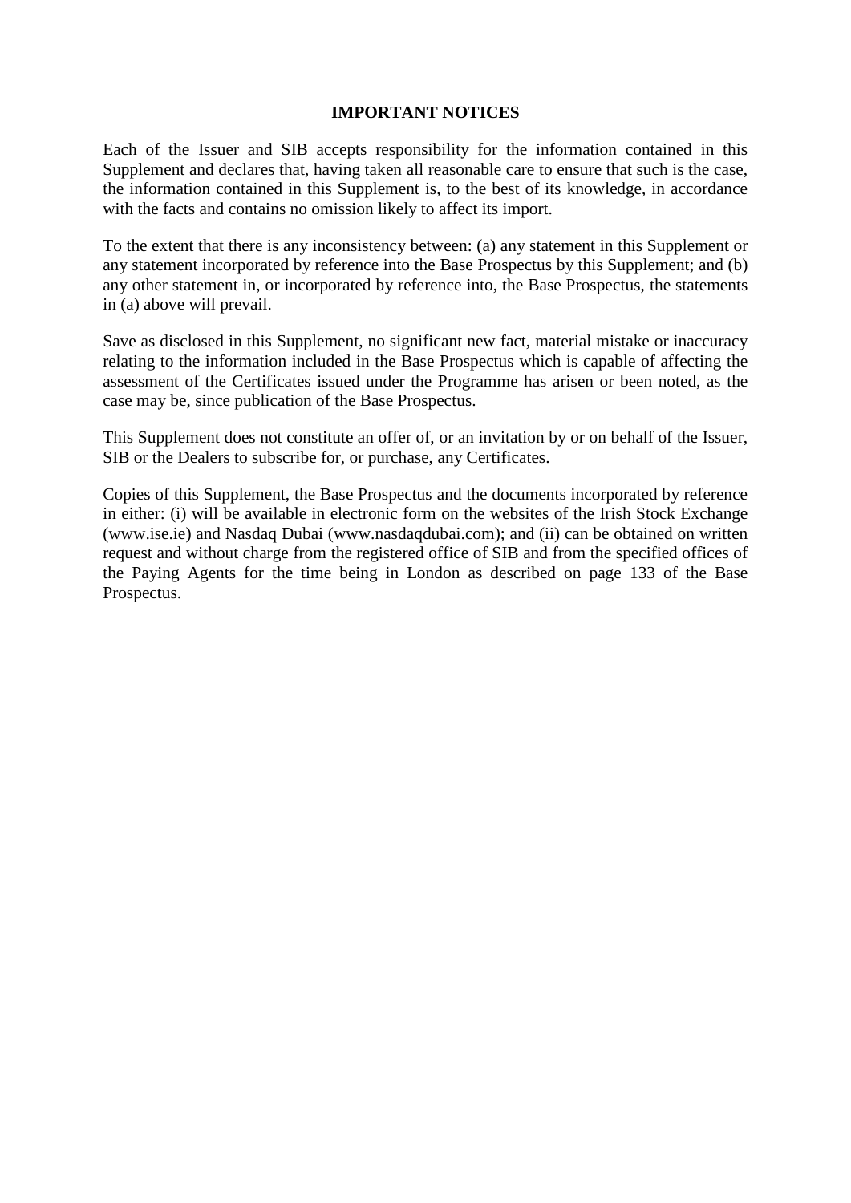## IMPORTANT NOTICES

Each of the Issuer and SIB accepts responsibility for the information contained in this Supplement and declares that, having taken all reasonable care to ensure that such is the case, the information contained in this Supplement is, to the best of its knowledge, in accordance with the facts and contains no omission likely to affect its import.

To the extent that there is any inconsistency between: (a) any statement in this Supplement or any statement incorporated by reference into the Base Prospectus by this Supplement; and (b) any other statement in, or incorporated by reference into, the Base Prospectus, the statements in (a) above will prevail.

Save as disclosed in this Supplement, no significant new fact, material mistake or inaccuracy relating to the information included in the Base Prospectus which is capable of affecting the assessment of the Certificates issued under the Programme has arisen or been noted, as the case may be, since publication of the Base Prospectus.

This Supplement does not constitute an offer of, or an invitation by or on behalf of the Issuer, SIB or the Dealers to subscribe for, or purchase, any Certificates.

Copies of this Supplement, the Base Prospectus and the documents incorporated by reference in either: (i) will be available in electronic form on the websites of the Irish Stock Exchange (www.ise.ie) and Nasdaq Dubai (www.nasdaqdubai.com); and (ii) can be obtained on written request and without charge from the registered office of SIB and from the specified offices of the Paying Agents for the time being in London as described on page 133 of the Base Prospectus.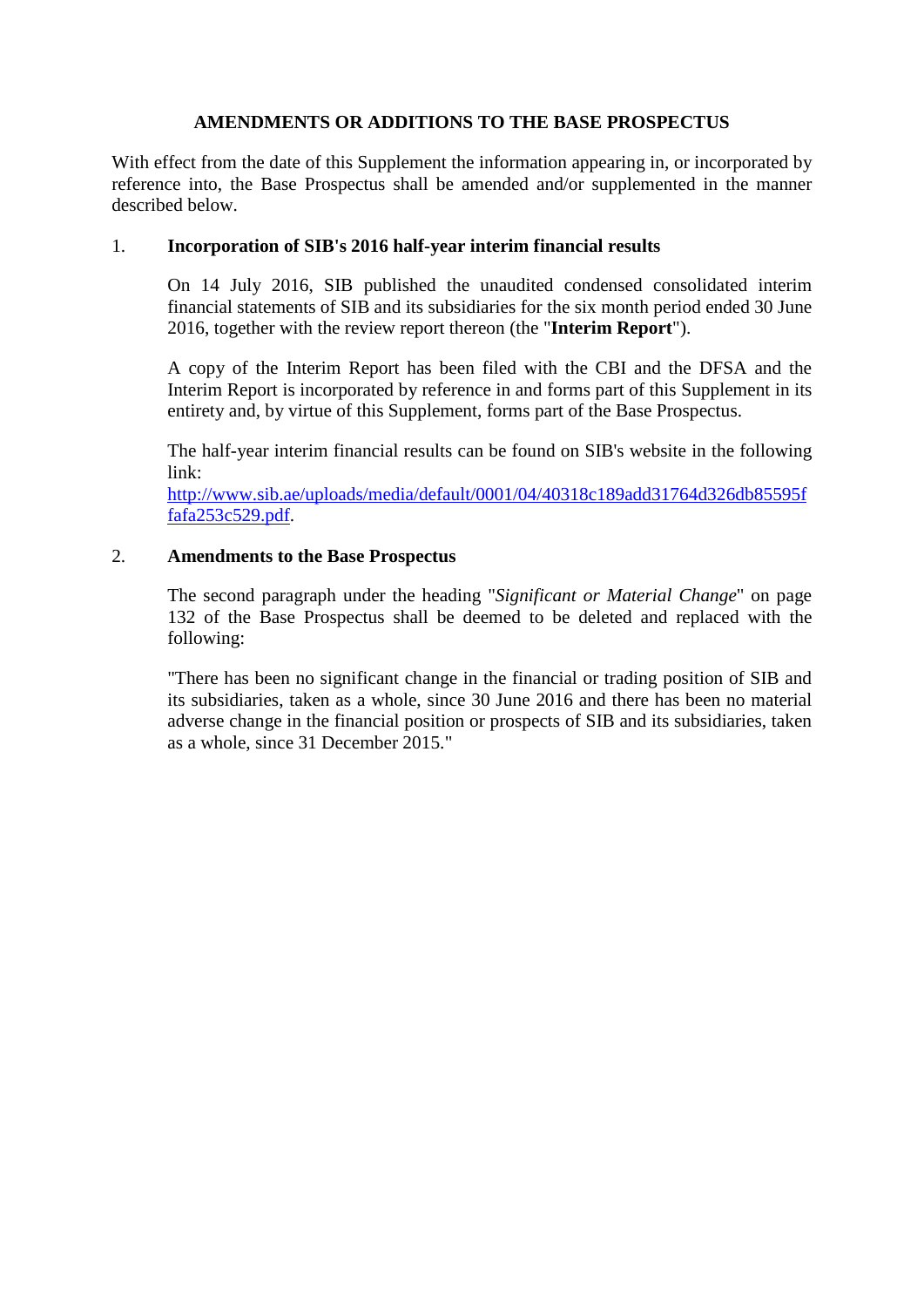# AMENDMENTS OR ADDITIONS TO THE BASE PROSPECTUS

With effect from the date of this Supplement the information appearing in, or incorporated by reference into, the Base Prospectus shall be amended and/or supplemented in the manner described below.

1. **Incorporation of SIB's 2016 half-year interim financial results**

   On 14 July 2016, SIB published the unaudited condensed consolidated interim financial statements of SIB and its subsidiaries for the six month period ended 30 June 2016, together with the review report thereon (the "**Interim Report**").

   A copy of the Interim Report has been filed with the CBI and the DFSA and the Interim Report is incorporated by reference in and forms part of this Supplement in its entirety and, by virtue of this Supplement, forms part of the Base Prospectus.

   The half-year interim financial results can be found on SIB's website in the following link: http://www.sib.ae/uploads/media/default/0001/04/40318c189add31764d326db85595ffafa253c529.pdf.

2. **Amendments to the Base Prospectus**

   The second paragraph under the heading "*Significant or Material Change*" on page 132 of the Base Prospectus shall be deemed to be deleted and replaced with the following:

   "There has been no significant change in the financial or trading position of SIB and its subsidiaries, taken as a whole, since 30 June 2016 and there has been no material adverse change in the financial position or prospects of SIB and its subsidiaries, taken as a whole, since 31 December 2015."